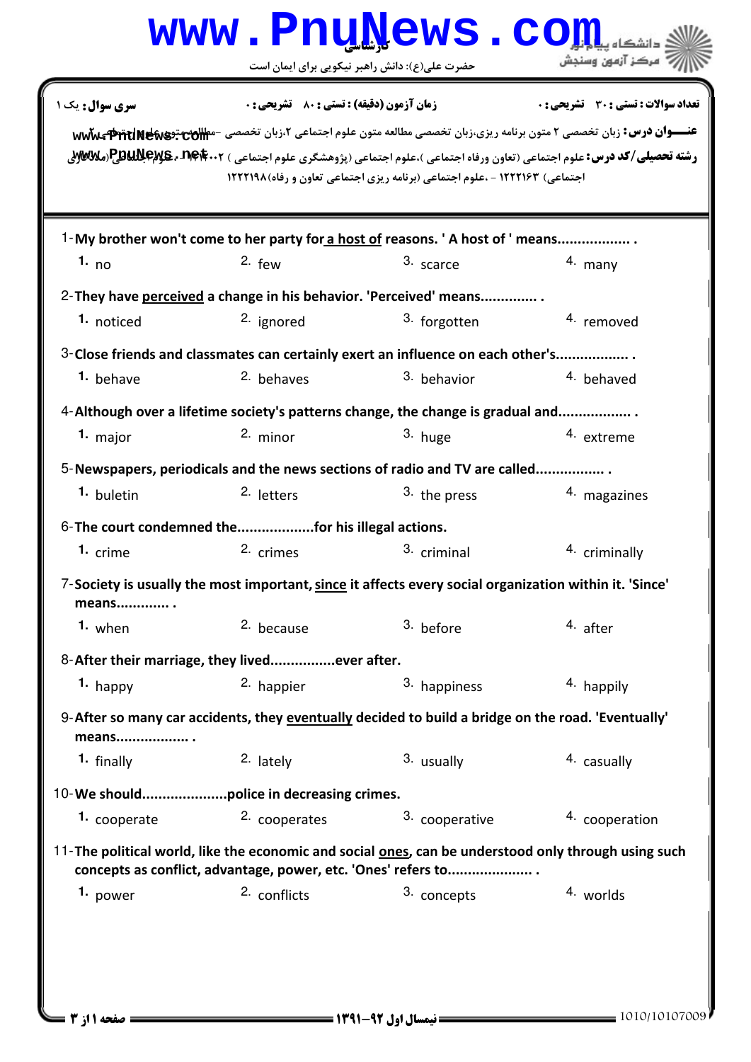کارشناسی

حضرت علی(ع): دانش راهبر نیکویی برای ایمان است

**سری سوال:** یک ۱

**زمان آزمون (دقیقه) : تستی :** ۸۰ **تشریحی :** ۰

**تعداد سوالات : تستی :** ۳۰ **تشریحی :** ۰

**عنـــوان درس:** زبان تخصصی ۲ متون برنامه ریزی،زبان تخصصی مطالعه متون علوم اجتماعی ۲،زبان تخصصی -مطالعه متون علوم اجتماعی ۲

**رشته تحصیلی/کد درس:** علوم اجتماعی (تعاون ورفاه اجتماعی )،علوم اجتماعی (پژوهشگری علوم اجتماعی ) ۱۲۲۲۰۰۴ - ،علوم اجتماعی (مددکاری اجتماعی) ۱۲۲۲۱۶۳ - ،علوم اجتماعی (برنامه ریزی اجتماعی تعاون و رفاه)۱۲۲۲۱۹۸

1-My brother won't come to her party for a host of reasons. ' A host of ' means.................. .

1. no 2. few 3. scarce 4. many

2-They have perceived a change in his behavior. 'Perceived' means.............. .

1. noticed 2. ignored 3. forgotten 4. removed

3-Close friends and classmates can certainly exert an influence on each other's.................. .

1. behave 2. behaves 3. behavior 4. behaved

4-Although over a lifetime society's patterns change, the change is gradual and.................. .

1. major 2. minor 3. huge 4. extreme

5-Newspapers, periodicals and the news sections of radio and TV are called................ .

1. buletin 2. letters 3. the press 4. magazines

6-The court condemned the..................for his illegal actions.

1. crime 2. crimes 3. criminal 4. criminally

7-Society is usually the most important, since it affects every social organization within it. 'Since' means............. .

1. when 2. because 3. before 4. after

8-After their marriage, they lived................ever after.

1. happy 2. happier 3. happiness 4. happily

9-After so many car accidents, they eventually decided to build a bridge on the road. 'Eventually' means.................. .

1. finally 2. lately 3. usually 4. casually

10-We should....................police in decreasing crimes.

1. cooperate 2. cooperates 3. cooperative 4. cooperation

11-The political world, like the economic and social ones, can be understood only through using such concepts as conflict, advantage, power, etc. 'Ones' refers to.................... .

1. power 2. conflicts 3. concepts 4. worlds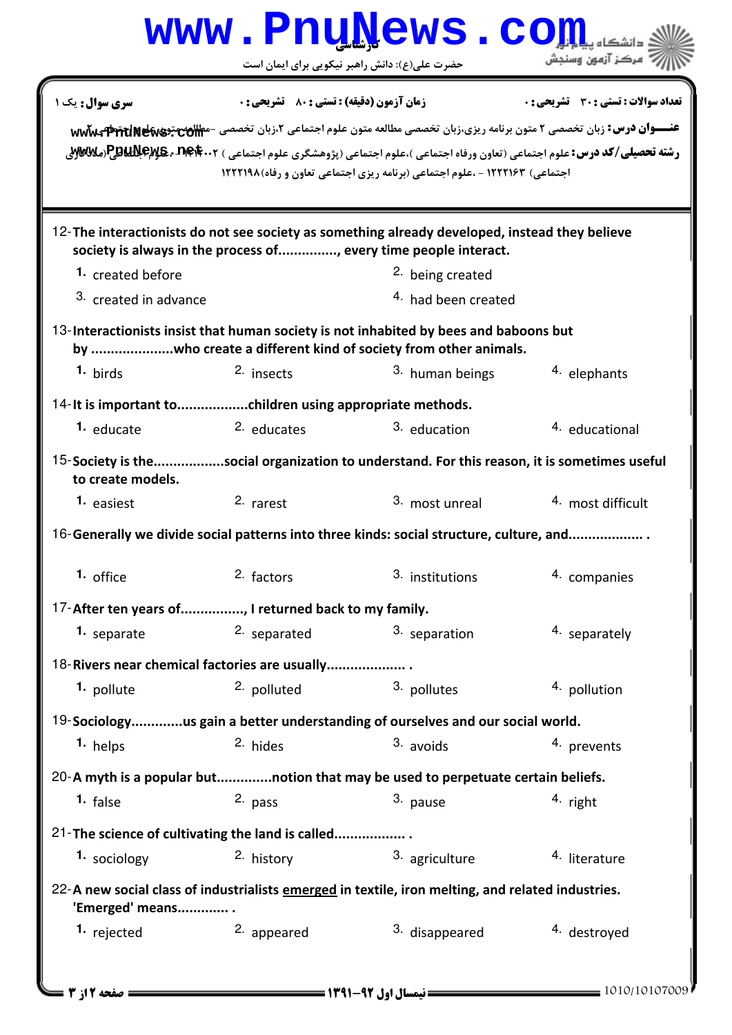سری سوال: یک ۱

زمان آزمون (دقیقه) : تستی : ۸۰ تشریحی : ۰

تعداد سوالات : تستی : ۳۰ تشریحی : ۰

**عنـــوان درس:** زبان تخصصی ۲ متون برنامه ریزی،زبان تخصصی مطالعه متون علوم اجتماعی ۲،زبان تخصصی -مطالعه متون علوم اجتماعی ۲

**رشته تحصیلی/کد درس:** علوم اجتماعی (تعاون ورفاه اجتماعی )،علوم اجتماعی (پژوهشگری علوم اجتماعی ) ۱۲۲۲۰۰۲ - ،علوم اجتماعی (مددکاری اجتماعی) ۱۲۲۲۱۶۳ - ،علوم اجتماعی (برنامه ریزی اجتماعی تعاون و رفاه)۱۲۲۲۱۹۸

12- The interactionists do not see society as something already developed, instead they believe society is always in the process of..............., every time people interact.

1. created before
2. being created
3. created in advance
4. had been created

13- Interactionists insist that human society is not inhabited by bees and baboons but by ....................who create a different kind of society from other animals.

1. birds
2. insects
3. human beings
4. elephants

14- It is important to.................children using appropriate methods.

1. educate
2. educates
3. education
4. educational

15- Society is the.................social organization to understand. For this reason, it is sometimes useful to create models.

1. easiest
2. rarest
3. most unreal
4. most difficult

16- Generally we divide social patterns into three kinds: social structure, culture, and.................. .

1. office
2. factors
3. institutions
4. companies

17- After ten years of................, I returned back to my family.

1. separate
2. separated
3. separation
4. separately

18- Rivers near chemical factories are usually................... .

1. pollute
2. polluted
3. pollutes
4. pollution

19- Sociology............us gain a better understanding of ourselves and our social world.

1. helps
2. hides
3. avoids
4. prevents

20- A myth is a popular but.............notion that may be used to perpetuate certain beliefs.

1. false
2. pass
3. pause
4. right

21- The science of cultivating the land is called................. .

1. sociology
2. history
3. agriculture
4. literature

22- A new social class of industrialists emerged in textile, iron melting, and related industries. 'Emerged' means............ .

1. rejected
2. appeared
3. disappeared
4. destroyed

نیمسال اول ۹۲-۱۳۹۱

1010/10107009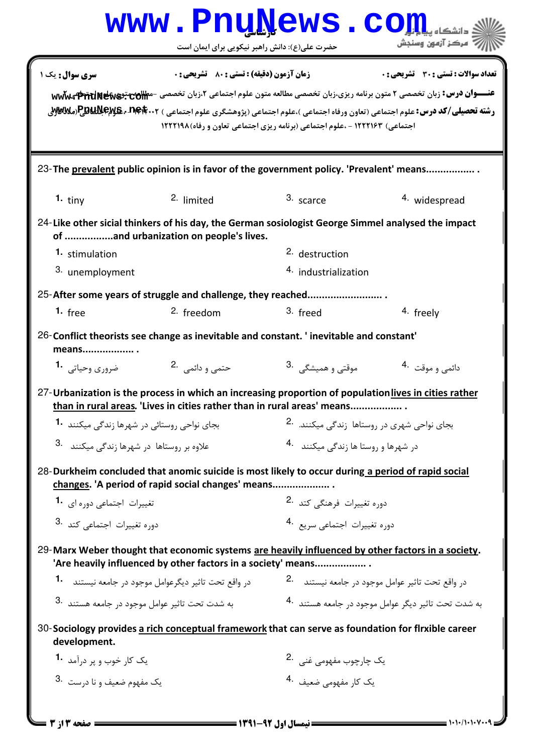**سری سوال:** یک ۱

**زمان آزمون (دقیقه) : تستی : ۸۰ تشریحی : ۰**

**تعداد سوالات : تستی : ۳۰ تشریحی : ۰**

**عنـــوان درس:** زبان تخصصی ۲ متون برنامه ریزی،زبان تخصصی مطالعه متون علوم اجتماعی ۲،زبان تخصصی -مطالعه متون علوم اجتماعی ۲

**رشته تحصیلی/کد درس:** علوم اجتماعی (تعاون ورفاه اجتماعی )،علوم اجتماعی (پژوهشگری علوم اجتماعی ) ۱۲۲۲۰۰۲ - ،علوم اجتماعی(مددکاری اجتماعی) ۱۲۲۲۱۶۳ - ،علوم اجتماعی (برنامه ریزی اجتماعی تعاون و رفاه)۱۲۲۲۱۹۸

23-The prevalent public opinion is in favor of the government policy. 'Prevalent' means................. .

1. tiny
2. limited
3. scarce
4. widespread

24-Like other sicial thinkers of his day, the German sosiologist George Simmel analysed the impact of .................and urbanization on people's lives.

1. stimulation
2. destruction
3. unemployment
4. industrialization

25-After some years of struggle and challenge, they reached......................... .

1. free
2. freedom
3. freed
4. freely

26-Conflict theorists see change as inevitable and constant. ' inevitable and constant' means.................. .

1. ضروری وحیاتی
2. حتمی و دائمی
3. موقتی و همیشگی
4. دائمی و موقت

27-Urbanization is the process in which an increasing proportion of population lives in cities rather than in rural areas. 'Lives in cities rather than in rural areas' means.................. .

1. بجای نواحی روستائی در شهرها زندگی میکنند
2. بجای نواحی شهری در روستاها زندگی میکنند.
3. علاوه بر روستاها در شهرها زندگی میکنند
4. در شهرها و روستا ها زندگی میکنند

28-Durkheim concluded that anomic suicide is most likely to occur during a period of rapid social changes. 'A period of rapid social changes' means.................... .

1. تغییرات اجتماعی دوره ای
2. دوره تغییرات فرهنگی کند
3. دوره تغییرات اجتماعی کند
4. دوره تغییرات اجتماعی سریع

29-Marx Weber thought that economic systems are heavily influenced by other factors in a society. 'Are heavily influenced by other factors in a society' means.................. .

1. در واقع تحت تاثیر دیگرعوامل موجود در جامعه نیستند
2. در واقع تحت تاثیر عوامل موجود در جامعه نیستند
3. به شدت تحت تاثیر عوامل موجود در جامعه هستند
4. به شدت تحت تاثیر دیگر عوامل موجود در جامعه هستند

30-Sociology provides a rich conceptual framework that can serve as foundation for flrxible career development.

1. یک کار خوب و پر درآمد
2. یک چارچوب مفهومی غنی
3. یک مفهوم ضعیف و نا درست
4. یک کار مفهومی ضعیف